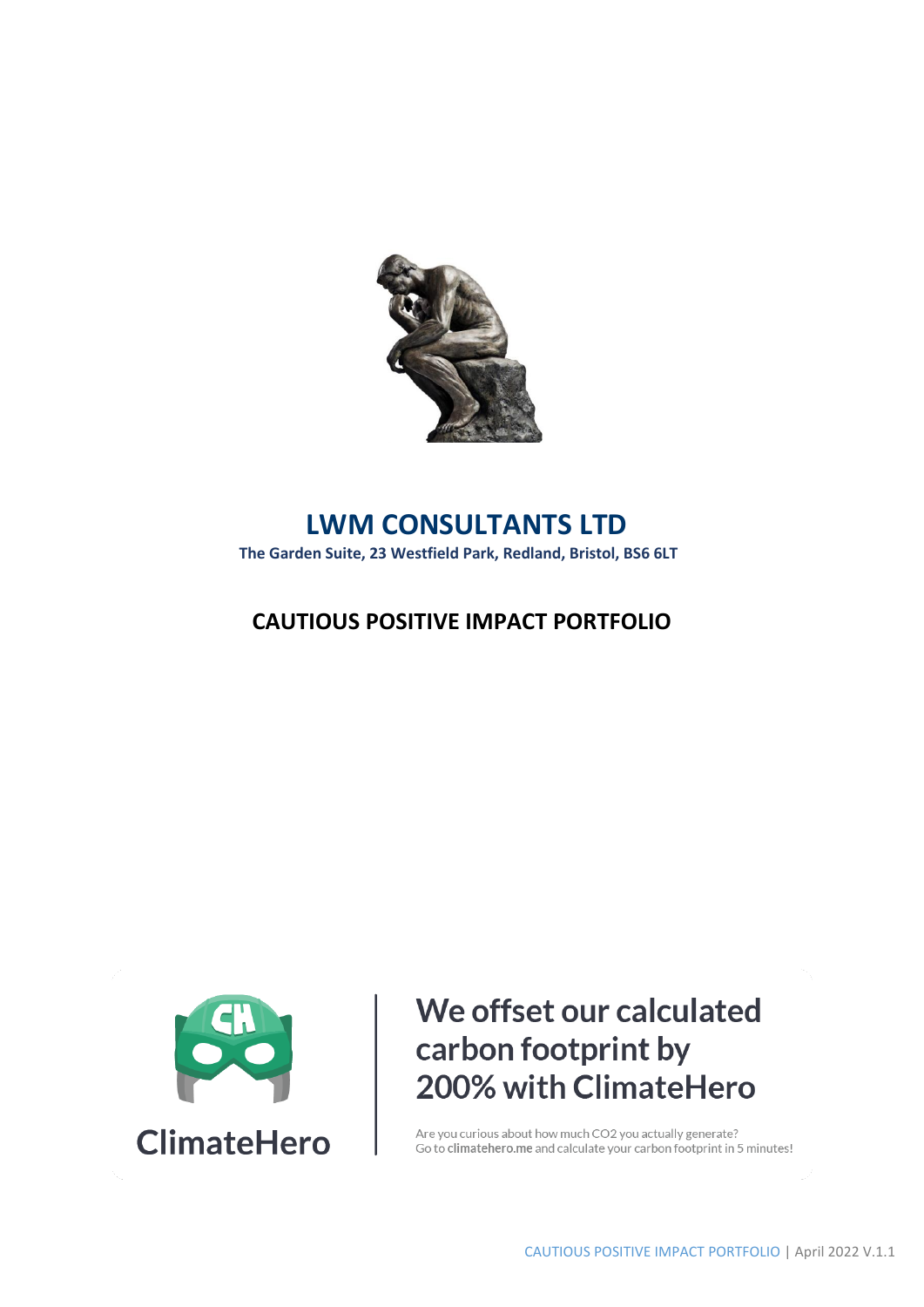# LWM CONSULTANTS LTD

**The Garden Suite, 23 Westfield Park, Redland, Bristol, BS6 6LT**

## CAUTIOUS POSITIVE IMPACT PORTFOLIO

ClimateHero

**We offset our calculated carbon footprint by 200% with ClimateHero**

Are you curious about how much CO2 you actually generate?
Go to **climatehero.me** and calculate your carbon footprint in 5 minutes!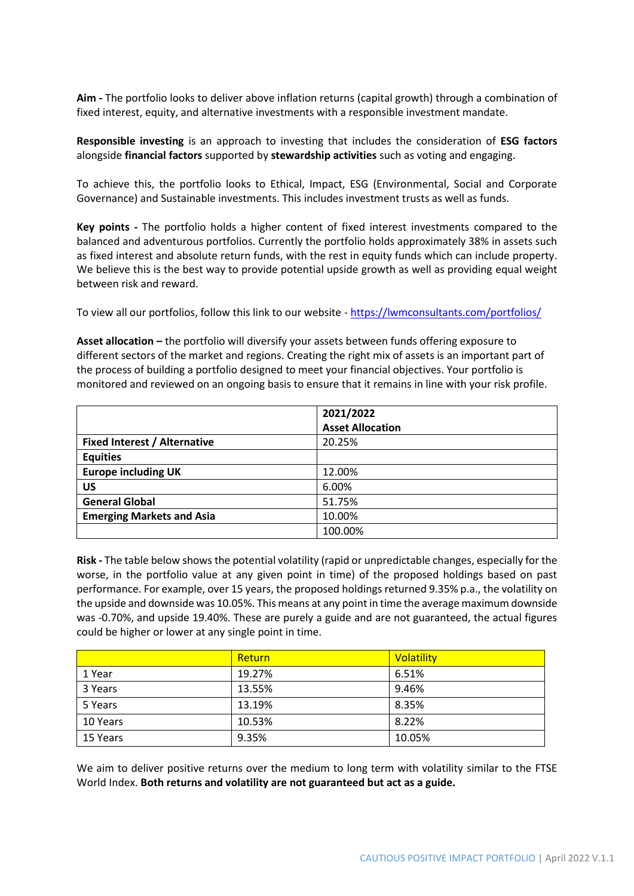**Aim -** The portfolio looks to deliver above inflation returns (capital growth) through a combination of fixed interest, equity, and alternative investments with a responsible investment mandate.

**Responsible investing** is an approach to investing that includes the consideration of **ESG factors** alongside **financial factors** supported by **stewardship activities** such as voting and engaging.

To achieve this, the portfolio looks to Ethical, Impact, ESG (Environmental, Social and Corporate Governance) and Sustainable investments. This includes investment trusts as well as funds.

**Key points -** The portfolio holds a higher content of fixed interest investments compared to the balanced and adventurous portfolios. Currently the portfolio holds approximately 38% in assets such as fixed interest and absolute return funds, with the rest in equity funds which can include property. We believe this is the best way to provide potential upside growth as well as providing equal weight between risk and reward.

To view all our portfolios, follow this link to our website - https://lwmconsultants.com/portfolios/

**Asset allocation –** the portfolio will diversify your assets between funds offering exposure to different sectors of the market and regions. Creating the right mix of assets is an important part of the process of building a portfolio designed to meet your financial objectives. Your portfolio is monitored and reviewed on an ongoing basis to ensure that it remains in line with your risk profile.

| | **2021/2022 Asset Allocation** |
|---|---|
| **Fixed Interest / Alternative** | 20.25% |
| **Equities** | |
| **Europe including UK** | 12.00% |
| **US** | 6.00% |
| **General Global** | 51.75% |
| **Emerging Markets and Asia** | 10.00% |
| | 100.00% |

**Risk -** The table below shows the potential volatility (rapid or unpredictable changes, especially for the worse, in the portfolio value at any given point in time) of the proposed holdings based on past performance. For example, over 15 years, the proposed holdings returned 9.35% p.a., the volatility on the upside and downside was 10.05%. This means at any point in time the average maximum downside was -0.70%, and upside 19.40%. These are purely a guide and are not guaranteed, the actual figures could be higher or lower at any single point in time.

| | Return | Volatility |
|---|---|---|
| 1 Year | 19.27% | 6.51% |
| 3 Years | 13.55% | 9.46% |
| 5 Years | 13.19% | 8.35% |
| 10 Years | 10.53% | 8.22% |
| 15 Years | 9.35% | 10.05% |

We aim to deliver positive returns over the medium to long term with volatility similar to the FTSE World Index. **Both returns and volatility are not guaranteed but act as a guide.**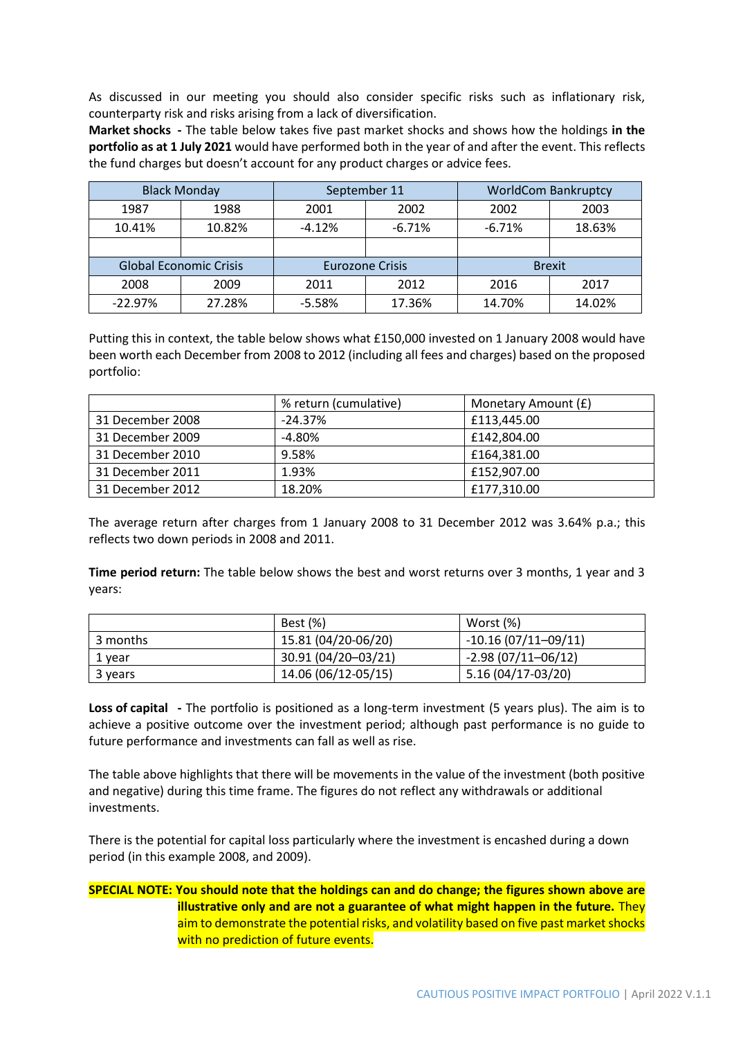As discussed in our meeting you should also consider specific risks such as inflationary risk, counterparty risk and risks arising from a lack of diversification.

**Market shocks -** The table below takes five past market shocks and shows how the holdings **in the portfolio as at 1 July 2021** would have performed both in the year of and after the event. This reflects the fund charges but doesn't account for any product charges or advice fees.

| Black Monday | | September 11 | | WorldCom Bankruptcy | |
|---|---|---|---|---|---|
| 1987 | 1988 | 2001 | 2002 | 2002 | 2003 |
| 10.41% | 10.82% | -4.12% | -6.71% | -6.71% | 18.63% |
| | | | | | |
| **Global Economic Crisis** | | **Eurozone Crisis** | | **Brexit** | |
| 2008 | 2009 | 2011 | 2012 | 2016 | 2017 |
| -22.97% | 27.28% | -5.58% | 17.36% | 14.70% | 14.02% |

Putting this in context, the table below shows what £150,000 invested on 1 January 2008 would have been worth each December from 2008 to 2012 (including all fees and charges) based on the proposed portfolio:

| | % return (cumulative) | Monetary Amount (£) |
|---|---|---|
| 31 December 2008 | -24.37% | £113,445.00 |
| 31 December 2009 | -4.80% | £142,804.00 |
| 31 December 2010 | 9.58% | £164,381.00 |
| 31 December 2011 | 1.93% | £152,907.00 |
| 31 December 2012 | 18.20% | £177,310.00 |

The average return after charges from 1 January 2008 to 31 December 2012 was 3.64% p.a.; this reflects two down periods in 2008 and 2011.

**Time period return:** The table below shows the best and worst returns over 3 months, 1 year and 3 years:

| | Best (%) | Worst (%) |
|---|---|---|
| 3 months | 15.81 (04/20-06/20) | -10.16 (07/11–09/11) |
| 1 year | 30.91 (04/20–03/21) | -2.98 (07/11–06/12) |
| 3 years | 14.06 (06/12-05/15) | 5.16 (04/17-03/20) |

**Loss of capital -** The portfolio is positioned as a long-term investment (5 years plus). The aim is to achieve a positive outcome over the investment period; although past performance is no guide to future performance and investments can fall as well as rise.

The table above highlights that there will be movements in the value of the investment (both positive and negative) during this time frame. The figures do not reflect any withdrawals or additional investments.

There is the potential for capital loss particularly where the investment is encashed during a down period (in this example 2008, and 2009).

**SPECIAL NOTE: You should note that the holdings can and do change; the figures shown above are illustrative only and are not a guarantee of what might happen in the future.** They aim to demonstrate the potential risks, and volatility based on five past market shocks with no prediction of future events.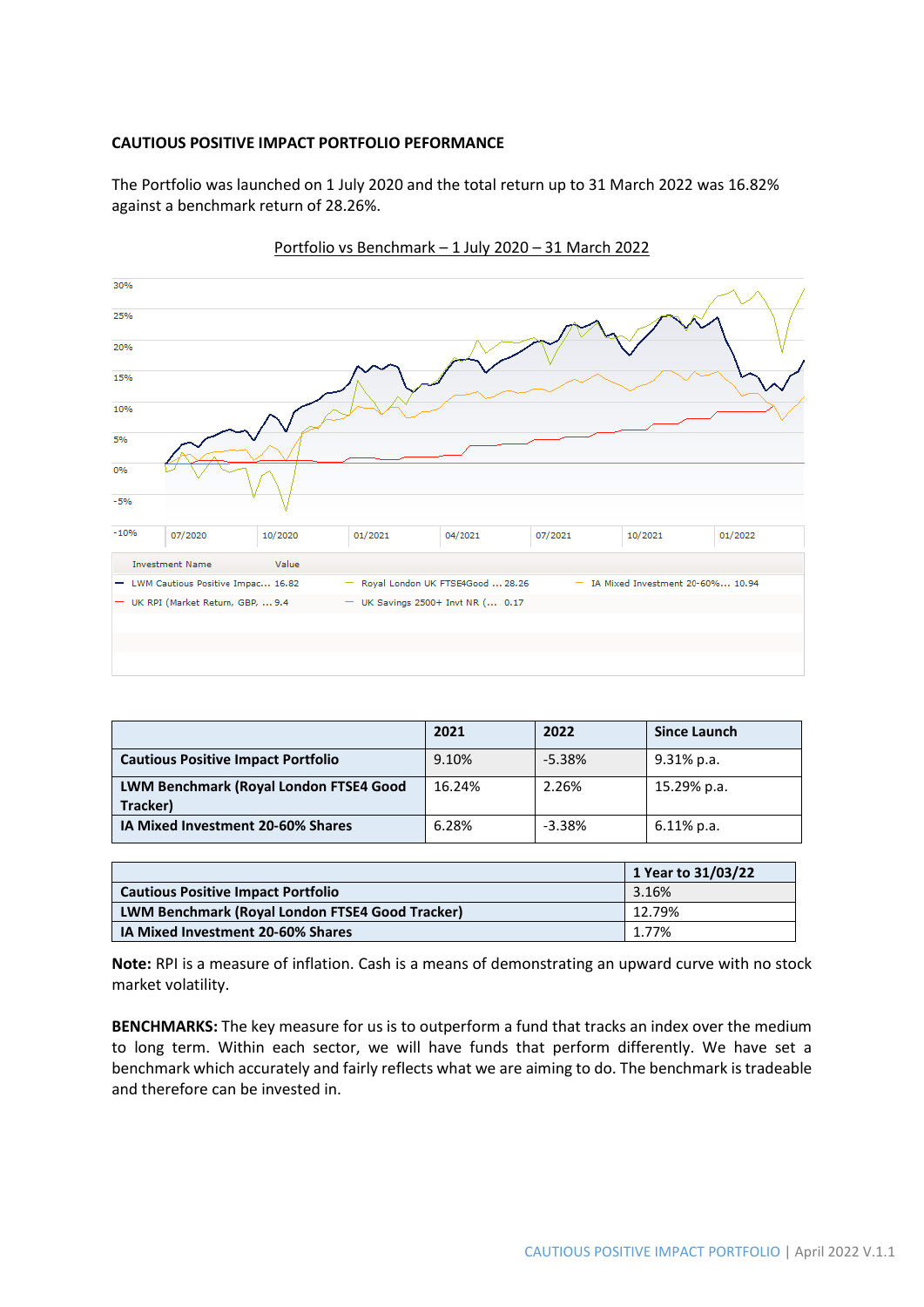**CAUTIOUS POSITIVE IMPACT PORTFOLIO PEFORMANCE**

The Portfolio was launched on 1 July 2020 and the total return up to 31 March 2022 was 16.82% against a benchmark return of 28.26%.

Portfolio vs Benchmark – 1 July 2020 – 31 March 2022

| Investment Name | Value |
|---|---|
| LWM Cautious Positive Impac... | 16.82 |
| Royal London UK FTSE4Good ... | 28.26 |
| IA Mixed Investment 20-60%... | 10.94 |
| UK RPI (Market Return, GBP, ... | 9.4 |
| UK Savings 2500+ Invt NR (... | 0.17 |

| | 2021 | 2022 | Since Launch |
|---|---|---|---|
| **Cautious Positive Impact Portfolio** | 9.10% | -5.38% | 9.31% p.a. |
| **LWM Benchmark (Royal London FTSE4 Good Tracker)** | 16.24% | 2.26% | 15.29% p.a. |
| **IA Mixed Investment 20-60% Shares** | 6.28% | -3.38% | 6.11% p.a. |

| | 1 Year to 31/03/22 |
|---|---|
| **Cautious Positive Impact Portfolio** | 3.16% |
| **LWM Benchmark (Royal London FTSE4 Good Tracker)** | 12.79% |
| **IA Mixed Investment 20-60% Shares** | 1.77% |

**Note:** RPI is a measure of inflation. Cash is a means of demonstrating an upward curve with no stock market volatility.

**BENCHMARKS:** The key measure for us is to outperform a fund that tracks an index over the medium to long term. Within each sector, we will have funds that perform differently. We have set a benchmark which accurately and fairly reflects what we are aiming to do. The benchmark is tradeable and therefore can be invested in.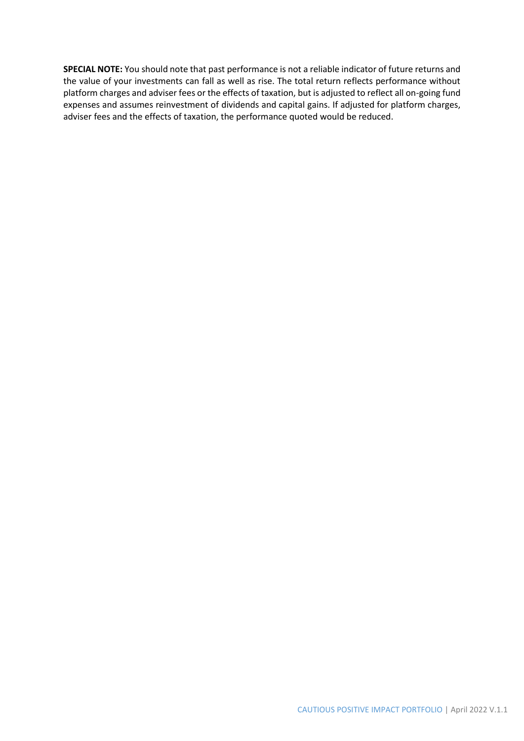**SPECIAL NOTE:** You should note that past performance is not a reliable indicator of future returns and the value of your investments can fall as well as rise. The total return reflects performance without platform charges and adviser fees or the effects of taxation, but is adjusted to reflect all on-going fund expenses and assumes reinvestment of dividends and capital gains. If adjusted for platform charges, adviser fees and the effects of taxation, the performance quoted would be reduced.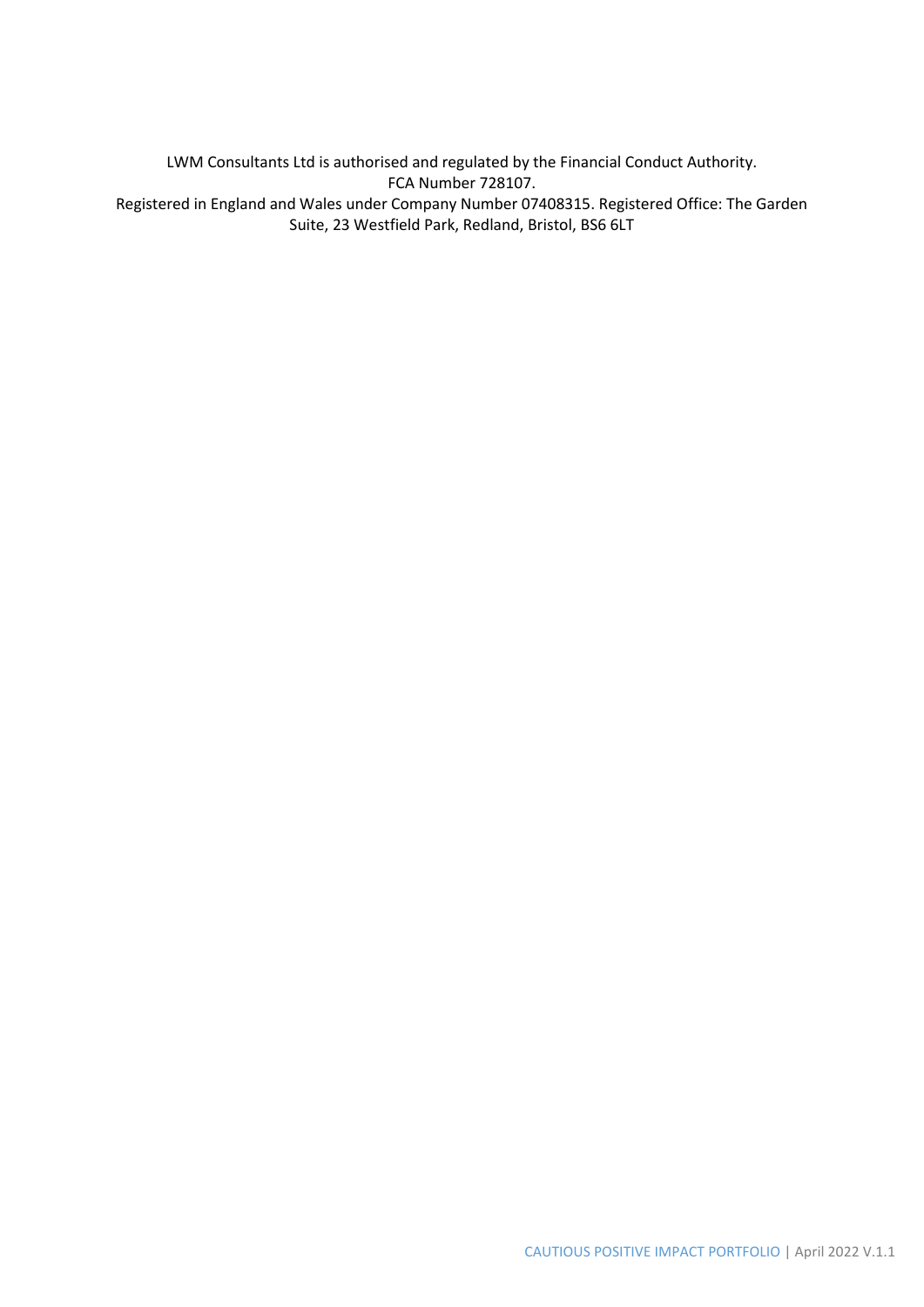LWM Consultants Ltd is authorised and regulated by the Financial Conduct Authority.
FCA Number 728107.
Registered in England and Wales under Company Number 07408315. Registered Office: The Garden Suite, 23 Westfield Park, Redland, Bristol, BS6 6LT